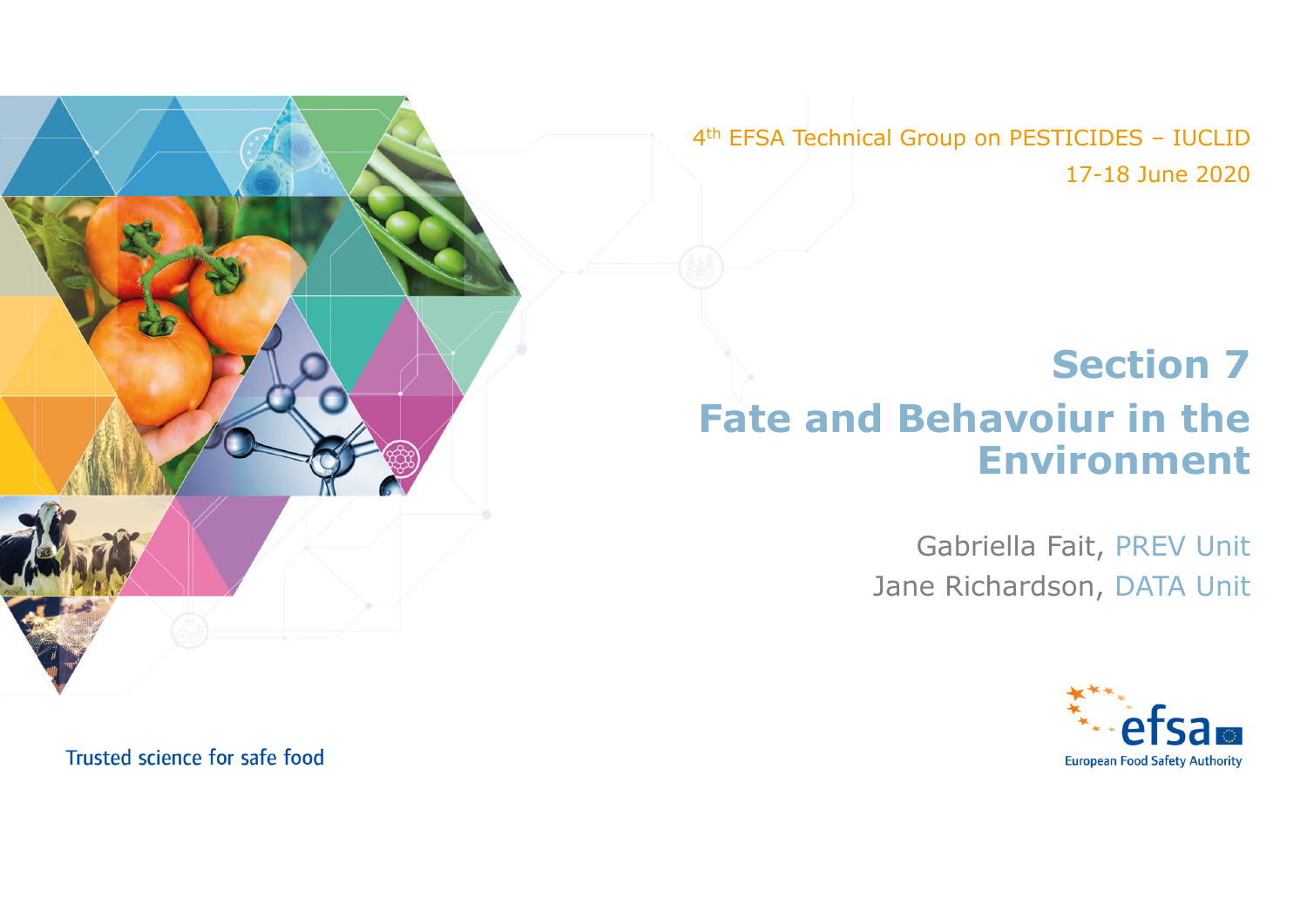4th EFSA Technical Group on PESTICIDES – IUCLID
17-18 June 2020

# Section 7
# Fate and Behaviour in the Environment

Gabriella Fait, PREV Unit
Jane Richardson, DATA Unit

Trusted science for safe food

efsa
European Food Safety Authority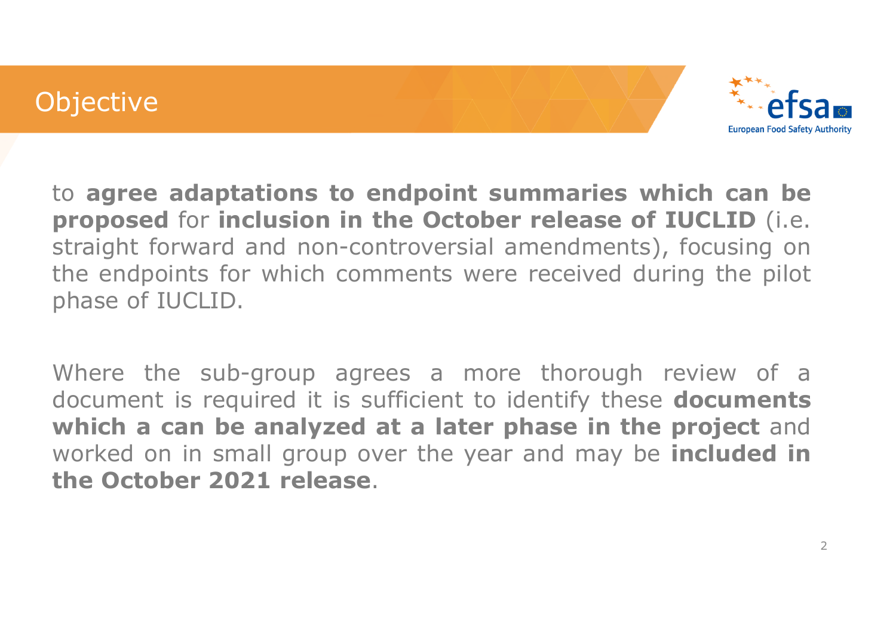# Objective

to **agree adaptations to endpoint summaries which can be proposed** for **inclusion in the October release of IUCLID** (i.e. straight forward and non-controversial amendments), focusing on the endpoints for which comments were received during the pilot phase of IUCLID.

Where the sub-group agrees a more thorough review of a document is required it is sufficient to identify these **documents which a can be analyzed at a later phase in the project** and worked on in small group over the year and may be **included in the October 2021 release**.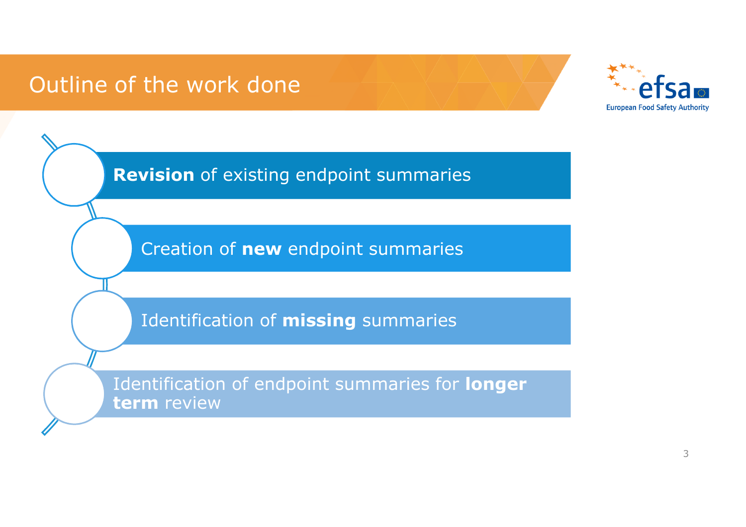# Outline of the work done

- **Revision** of existing endpoint summaries
- Creation of **new** endpoint summaries
- Identification of **missing** summaries
- Identification of endpoint summaries for **longer term** review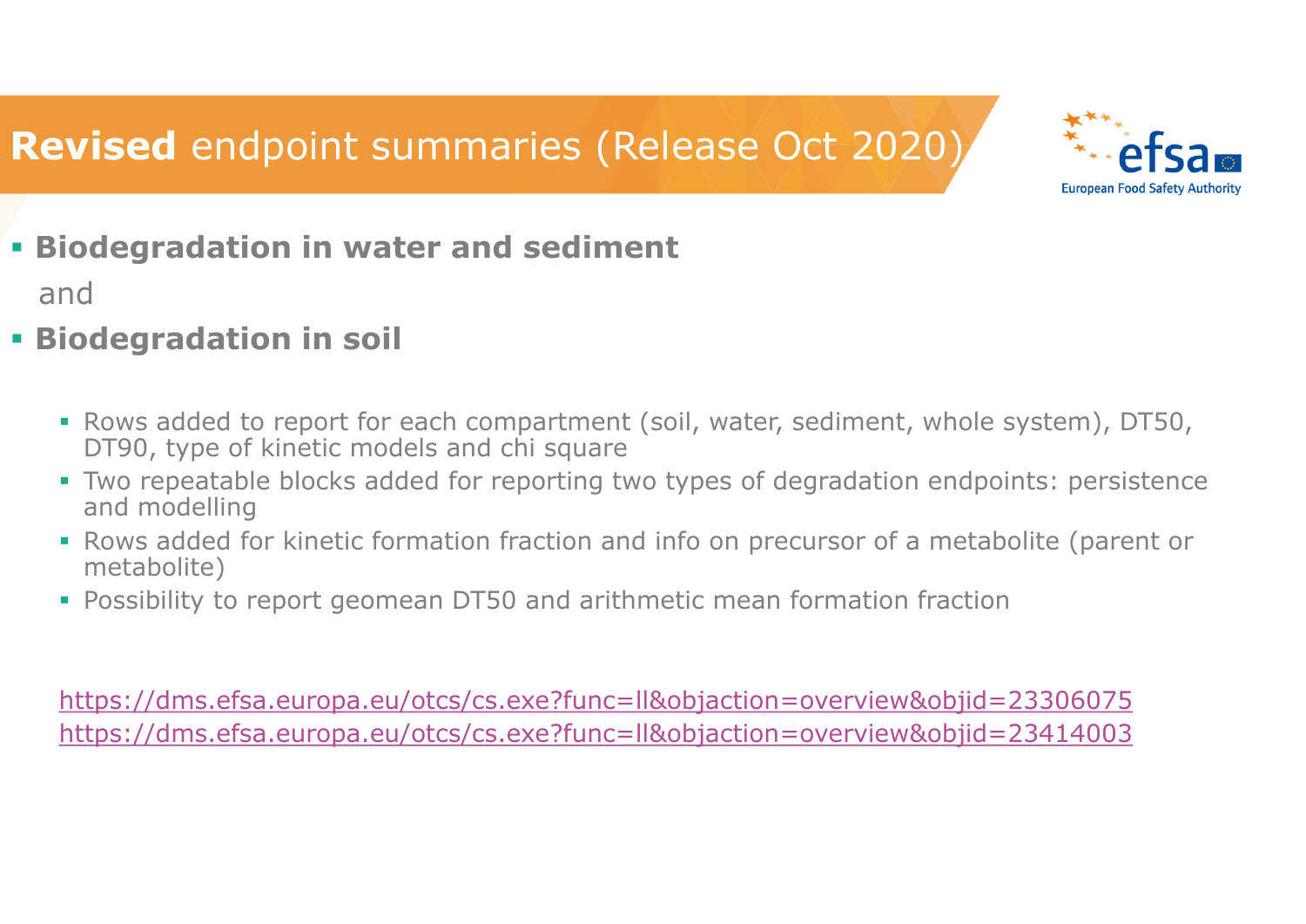# **Revised** endpoint summaries (Release Oct 2020)

- **Biodegradation in water and sediment**

  and

- **Biodegradation in soil**

  - Rows added to report for each compartment (soil, water, sediment, whole system), DT50, DT90, type of kinetic models and chi square
  - Two repeatable blocks added for reporting two types of degradation endpoints: persistence and modelling
  - Rows added for kinetic formation fraction and info on precursor of a metabolite (parent or metabolite)
  - Possibility to report geomean DT50 and arithmetic mean formation fraction

https://dms.efsa.europa.eu/otcs/cs.exe?func=ll&objaction=overview&objid=23306075
https://dms.efsa.europa.eu/otcs/cs.exe?func=ll&objaction=overview&objid=23414003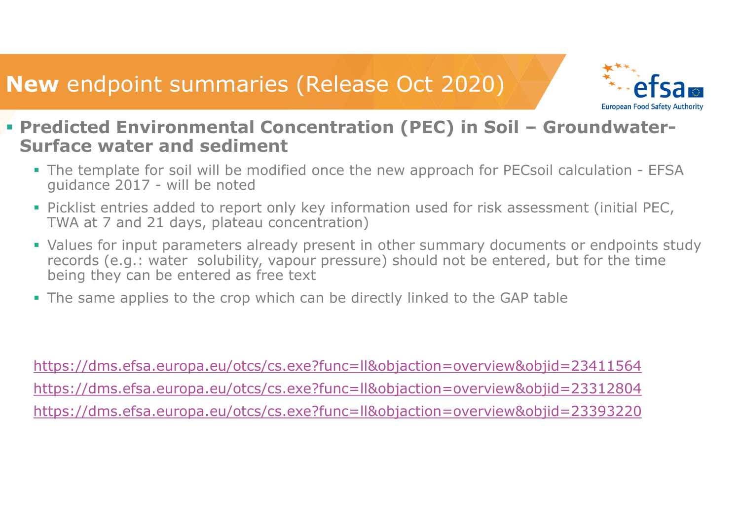# **New** endpoint summaries (Release Oct 2020)

- **Predicted Environmental Concentration (PEC) in Soil – Groundwater-Surface water and sediment**
  - The template for soil will be modified once the new approach for PECsoil calculation - EFSA guidance 2017 - will be noted
  - Picklist entries added to report only key information used for risk assessment (initial PEC, TWA at 7 and 21 days, plateau concentration)
  - Values for input parameters already present in other summary documents or endpoints study records (e.g.: water solubility, vapour pressure) should not be entered, but for the time being they can be entered as free text
  - The same applies to the crop which can be directly linked to the GAP table

https://dms.efsa.europa.eu/otcs/cs.exe?func=ll&objaction=overview&objid=23411564

https://dms.efsa.europa.eu/otcs/cs.exe?func=ll&objaction=overview&objid=23312804

https://dms.efsa.europa.eu/otcs/cs.exe?func=ll&objaction=overview&objid=23393220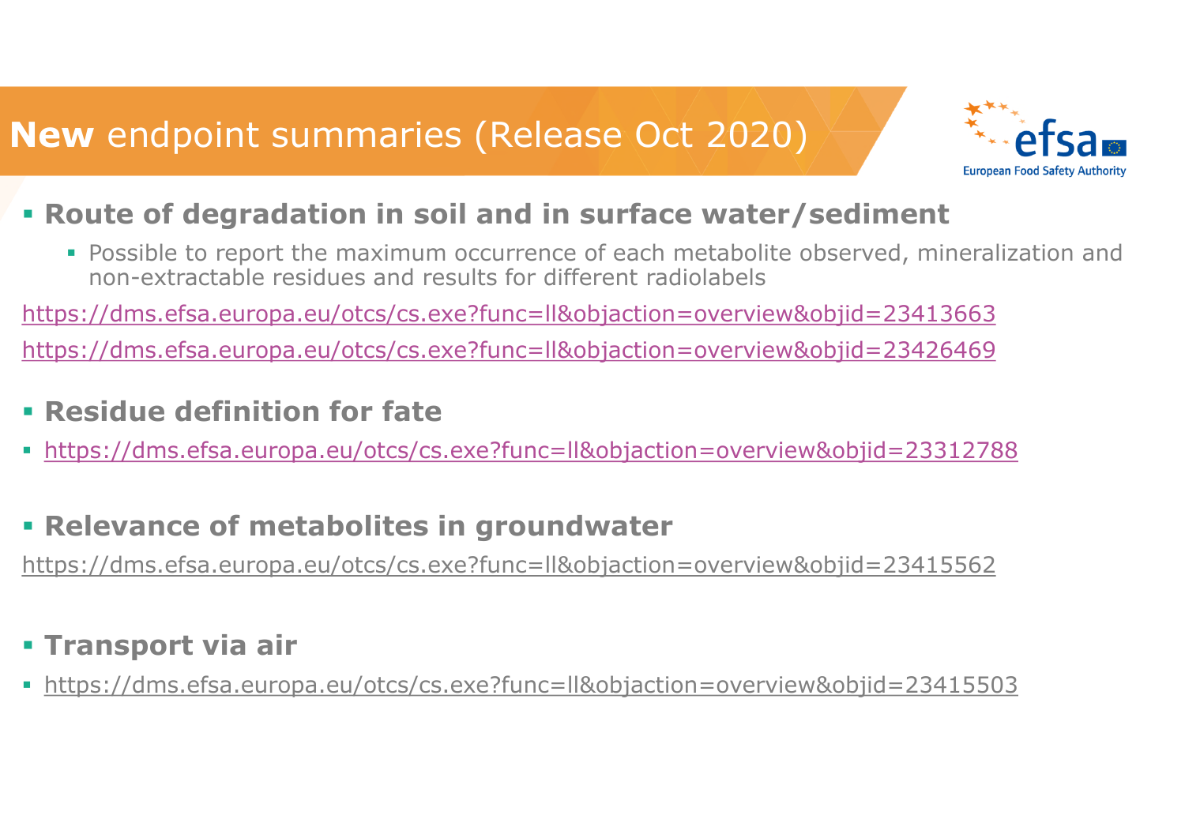# **New** endpoint summaries (Release Oct 2020)

- **Route of degradation in soil and in surface water/sediment**
  - Possible to report the maximum occurrence of each metabolite observed, mineralization and non-extractable residues and results for different radiolabels

https://dms.efsa.europa.eu/otcs/cs.exe?func=ll&objaction=overview&objid=23413663

https://dms.efsa.europa.eu/otcs/cs.exe?func=ll&objaction=overview&objid=23426469

- **Residue definition for fate**
- https://dms.efsa.europa.eu/otcs/cs.exe?func=ll&objaction=overview&objid=23312788

- **Relevance of metabolites in groundwater**

https://dms.efsa.europa.eu/otcs/cs.exe?func=ll&objaction=overview&objid=23415562

- **Transport via air**
- https://dms.efsa.europa.eu/otcs/cs.exe?func=ll&objaction=overview&objid=23415503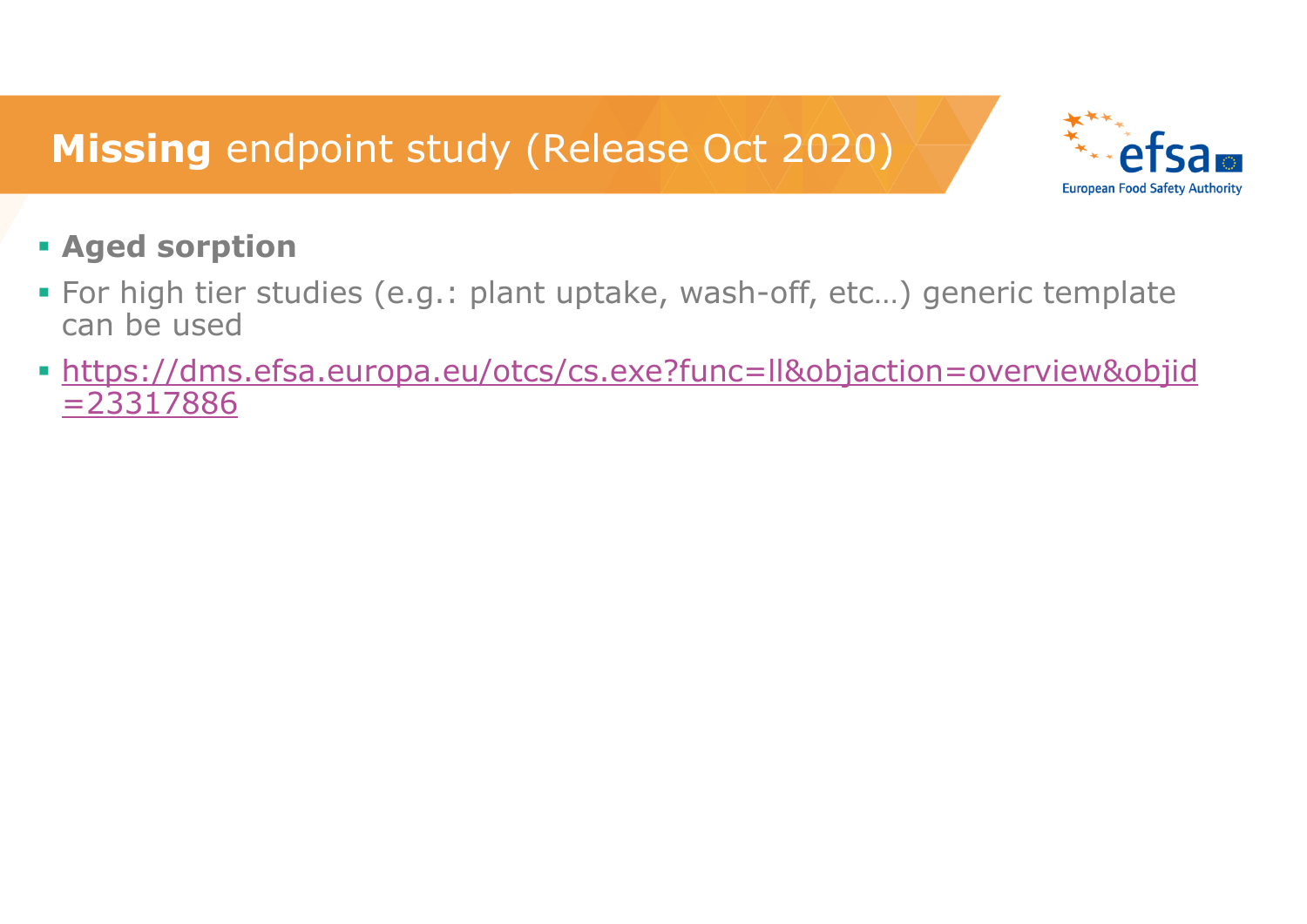# **Missing** endpoint study (Release Oct 2020)

- **Aged sorption**
- For high tier studies (e.g.: plant uptake, wash-off, etc…) generic template can be used
- https://dms.efsa.europa.eu/otcs/cs.exe?func=ll&objaction=overview&objid=23317886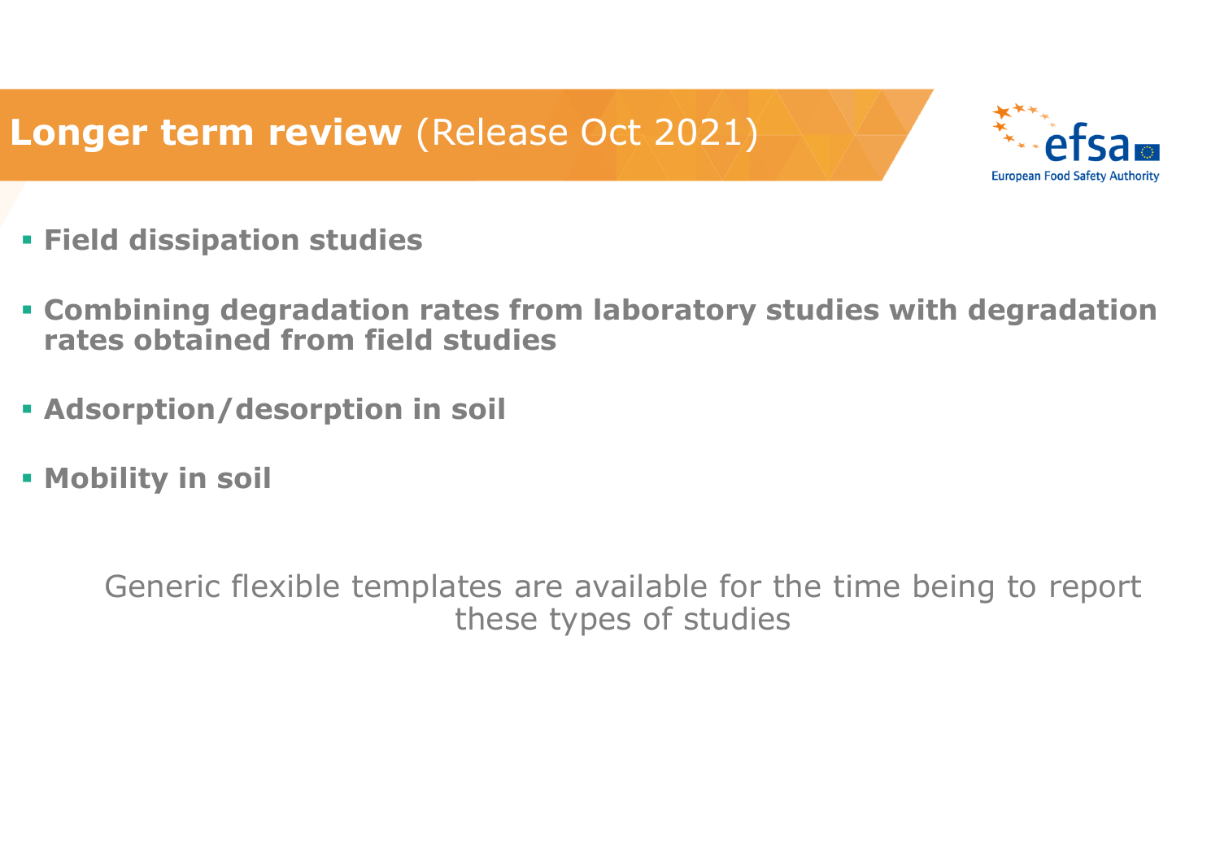# **Longer term review** (Release Oct 2021)

- **Field dissipation studies**
- **Combining degradation rates from laboratory studies with degradation rates obtained from field studies**
- **Adsorption/desorption in soil**
- **Mobility in soil**

Generic flexible templates are available for the time being to report these types of studies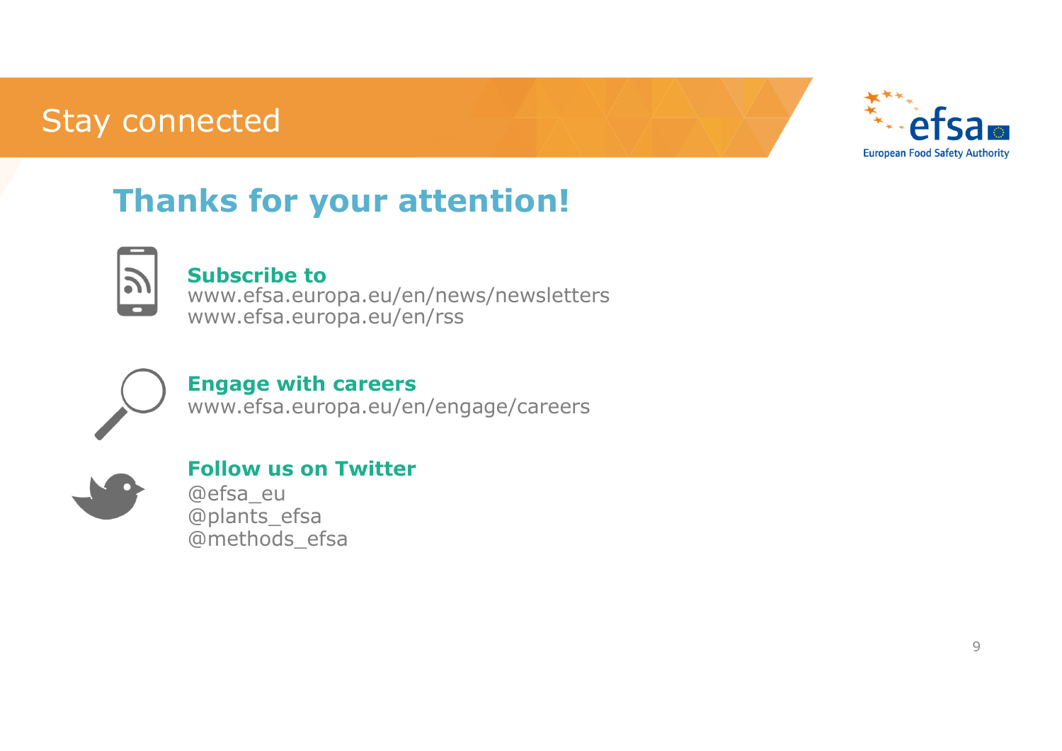# Stay connected

European Food Safety Authority

## Thanks for your attention!

**Subscribe to**
www.efsa.europa.eu/en/news/newsletters
www.efsa.europa.eu/en/rss

**Engage with careers**
www.efsa.europa.eu/en/engage/careers

**Follow us on Twitter**
@efsa_eu
@plants_efsa
@methods_efsa